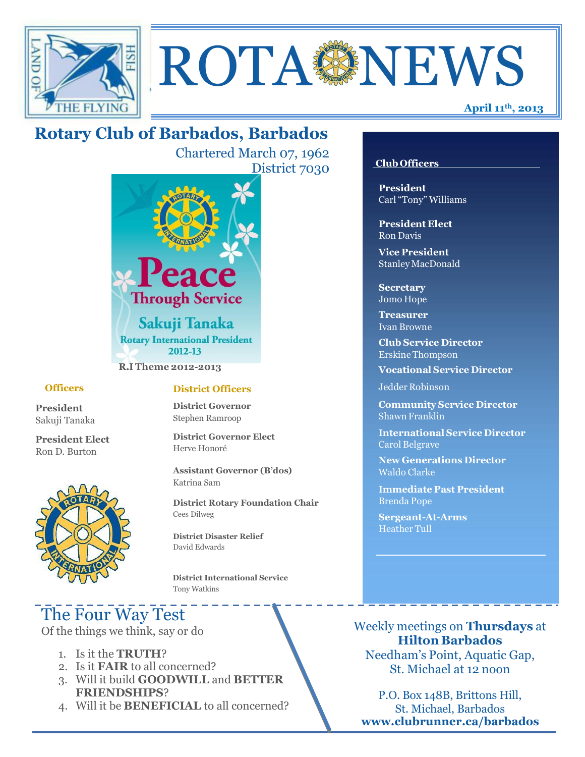# ROTA NEWS

**April 11th, 2013**

## Rotary Club of Barbados, Barbados

Chartered March 07, 1962

District 7030

Peace Through Service

Sakuji Tanaka

Rotary International President 2012-13

**R.I Theme 2012-2013**

### Officers

**President**
Sakuji Tanaka

**President Elect**
Ron D. Burton

### District Officers

**District Governor**
Stephen Ramroop

**District Governor Elect**
Herve Honoré

**Assistant Governor (B'dos)**
Katrina Sam

**District Rotary Foundation Chair**
Cees Dilweg

**District Disaster Relief**
David Edwards

**District International Service**
Tony Watkins

### Club Officers

**President**
Carl "Tony" Williams

**President Elect**
Ron Davis

**Vice President**
Stanley MacDonald

**Secretary**
Jomo Hope

**Treasurer**
Ivan Browne

**Club Service Director**
Erskine Thompson

**Vocational Service Director**
Jedder Robinson

**Community Service Director**
Shawn Franklin

**International Service Director**
Carol Belgrave

**New Generations Director**
Waldo Clarke

**Immediate Past President**
Brenda Pope

**Sergeant-At-Arms**
Heather Tull

## The Four Way Test

Of the things we think, say or do

1. Is it the **TRUTH**?
2. Is it **FAIR** to all concerned?
3. Will it build **GOODWILL** and **BETTER FRIENDSHIPS**?
4. Will it be **BENEFICIAL** to all concerned?

Weekly meetings on **Thursdays** at **Hilton Barbados**
Needham's Point, Aquatic Gap, St. Michael at 12 noon

P.O. Box 148B, Brittons Hill, St. Michael, Barbados
**www.clubrunner.ca/barbados**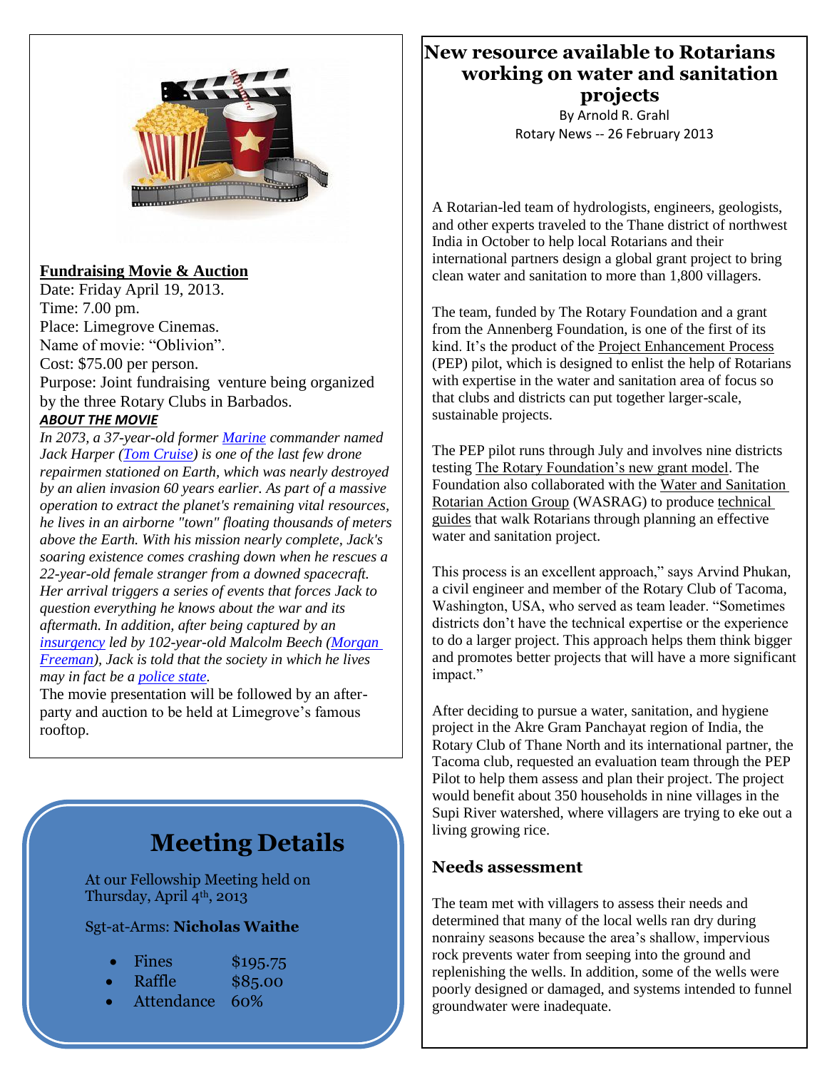**Fundraising Movie & Auction**

Date: Friday April 19, 2013.
Time: 7.00 pm.
Place: Limegrove Cinemas.
Name of movie: "Oblivion".
Cost: $75.00 per person.
Purpose: Joint fundraising venture being organized by the three Rotary Clubs in Barbados.

***ABOUT THE MOVIE***

*In 2073, a 37-year-old former Marine commander named Jack Harper (Tom Cruise) is one of the last few drone repairmen stationed on Earth, which was nearly destroyed by an alien invasion 60 years earlier. As part of a massive operation to extract the planet's remaining vital resources, he lives in an airborne "town" floating thousands of meters above the Earth. With his mission nearly complete, Jack's soaring existence comes crashing down when he rescues a 22-year-old female stranger from a downed spacecraft. Her arrival triggers a series of events that forces Jack to question everything he knows about the war and its aftermath. In addition, after being captured by an insurgency led by 102-year-old Malcolm Beech (Morgan Freeman), Jack is told that the society in which he lives may in fact be a police state.*

The movie presentation will be followed by an after-party and auction to be held at Limegrove's famous rooftop.

## Meeting Details

At our Fellowship Meeting held on Thursday, April 4th, 2013

Sgt-at-Arms: **Nicholas Waithe**

- Fines $195.75
- Raffle $85.00
- Attendance 60%

## New resource available to Rotarians working on water and sanitation projects

By Arnold R. Grahl
Rotary News -- 26 February 2013

A Rotarian-led team of hydrologists, engineers, geologists, and other experts traveled to the Thane district of northwest India in October to help local Rotarians and their international partners design a global grant project to bring clean water and sanitation to more than 1,800 villagers.

The team, funded by The Rotary Foundation and a grant from the Annenberg Foundation, is one of the first of its kind. It's the product of the Project Enhancement Process (PEP) pilot, which is designed to enlist the help of Rotarians with expertise in the water and sanitation area of focus so that clubs and districts can put together larger-scale, sustainable projects.

The PEP pilot runs through July and involves nine districts testing The Rotary Foundation's new grant model. The Foundation also collaborated with the Water and Sanitation Rotarian Action Group (WASRAG) to produce technical guides that walk Rotarians through planning an effective water and sanitation project.

This process is an excellent approach," says Arvind Phukan, a civil engineer and member of the Rotary Club of Tacoma, Washington, USA, who served as team leader. "Sometimes districts don't have the technical expertise or the experience to do a larger project. This approach helps them think bigger and promotes better projects that will have a more significant impact."

After deciding to pursue a water, sanitation, and hygiene project in the Akre Gram Panchayat region of India, the Rotary Club of Thane North and its international partner, the Tacoma club, requested an evaluation team through the PEP Pilot to help them assess and plan their project. The project would benefit about 350 households in nine villages in the Supi River watershed, where villagers are trying to eke out a living growing rice.

### Needs assessment

The team met with villagers to assess their needs and determined that many of the local wells ran dry during nonrainy seasons because the area's shallow, impervious rock prevents water from seeping into the ground and replenishing the wells. In addition, some of the wells were poorly designed or damaged, and systems intended to funnel groundwater were inadequate.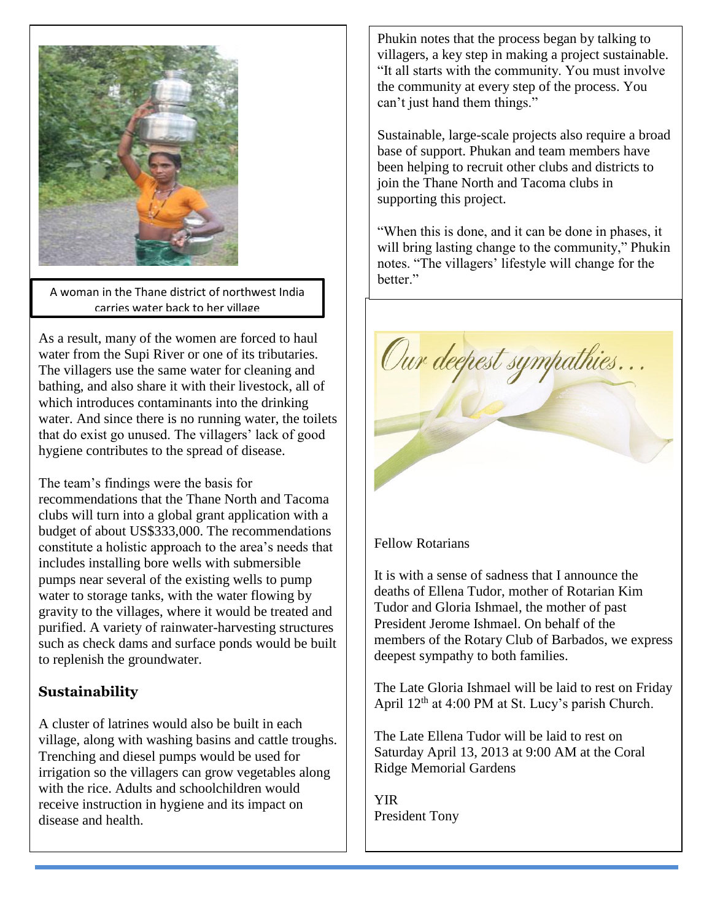A woman in the Thane district of northwest India carries water back to her village

As a result, many of the women are forced to haul water from the Supi River or one of its tributaries. The villagers use the same water for cleaning and bathing, and also share it with their livestock, all of which introduces contaminants into the drinking water. And since there is no running water, the toilets that do exist go unused. The villagers' lack of good hygiene contributes to the spread of disease.

The team's findings were the basis for recommendations that the Thane North and Tacoma clubs will turn into a global grant application with a budget of about US$333,000. The recommendations constitute a holistic approach to the area's needs that includes installing bore wells with submersible pumps near several of the existing wells to pump water to storage tanks, with the water flowing by gravity to the villages, where it would be treated and purified. A variety of rainwater-harvesting structures such as check dams and surface ponds would be built to replenish the groundwater.

## Sustainability

A cluster of latrines would also be built in each village, along with washing basins and cattle troughs. Trenching and diesel pumps would be used for irrigation so the villagers can grow vegetables along with the rice. Adults and schoolchildren would receive instruction in hygiene and its impact on disease and health.

Phukin notes that the process began by talking to villagers, a key step in making a project sustainable. "It all starts with the community. You must involve the community at every step of the process. You can't just hand them things."

Sustainable, large-scale projects also require a broad base of support. Phukan and team members have been helping to recruit other clubs and districts to join the Thane North and Tacoma clubs in supporting this project.

"When this is done, and it can be done in phases, it will bring lasting change to the community," Phukin notes. "The villagers' lifestyle will change for the better."

*Our deepest sympathies…*

Fellow Rotarians

It is with a sense of sadness that I announce the deaths of Ellena Tudor, mother of Rotarian Kim Tudor and Gloria Ishmael, the mother of past President Jerome Ishmael. On behalf of the members of the Rotary Club of Barbados, we express deepest sympathy to both families.

The Late Gloria Ishmael will be laid to rest on Friday April 12th at 4:00 PM at St. Lucy's parish Church.

The Late Ellena Tudor will be laid to rest on Saturday April 13, 2013 at 9:00 AM at the Coral Ridge Memorial Gardens

YIR  
President Tony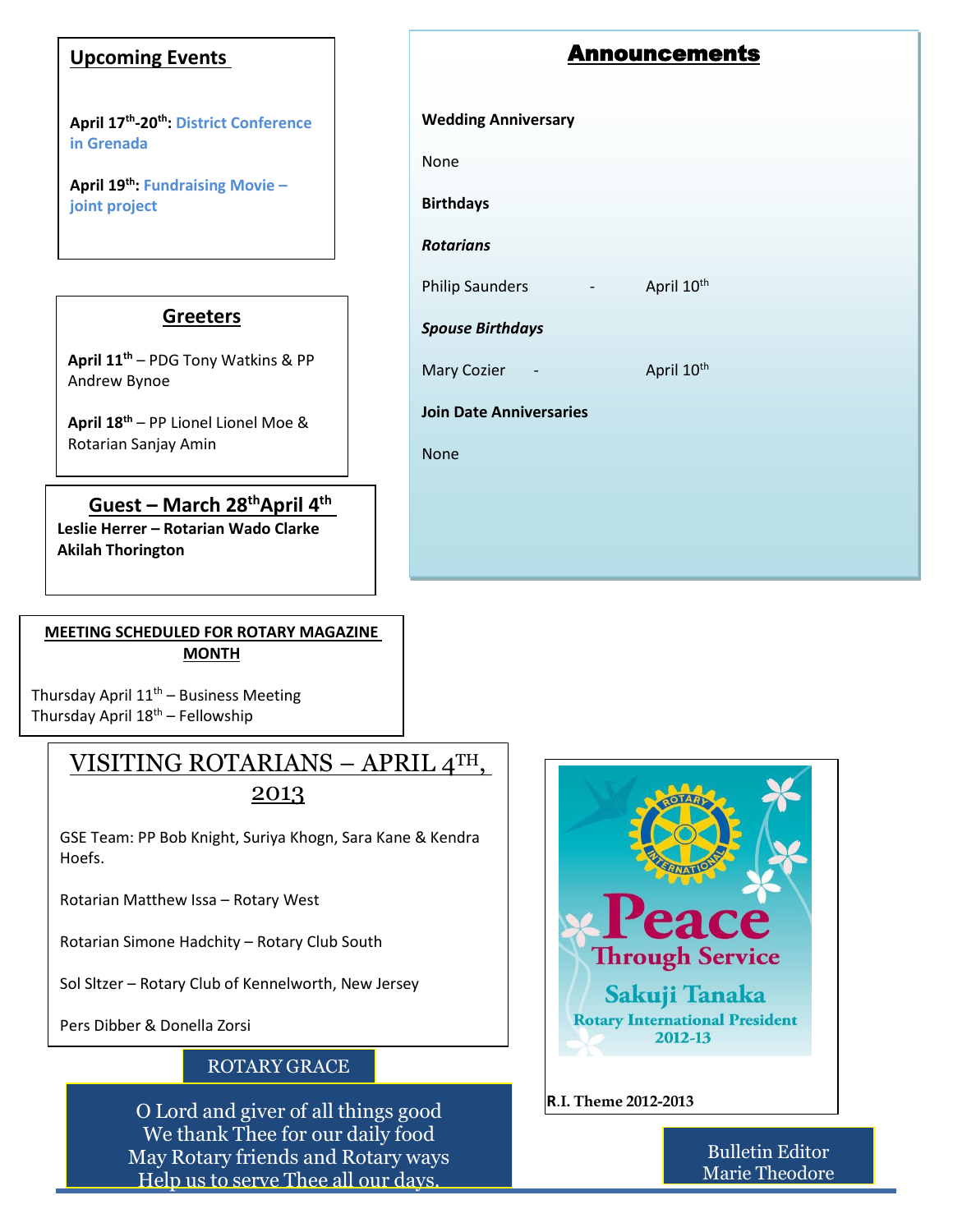## Upcoming Events

**April 17th-20th:** **District Conference in Grenada**

**April 19th:** **Fundraising Movie – joint project**

## Greeters

**April 11th** – PDG Tony Watkins & PP Andrew Bynoe

**April 18th** – PP Lionel Lionel Moe & Rotarian Sanjay Amin

## Guest – March 28th April 4th

**Leslie Herrer – Rotarian Wado Clarke**
**Akilah Thorington**

**MEETING SCHEDULED FOR ROTARY MAGAZINE MONTH**

Thursday April 11th – Business Meeting
Thursday April 18th – Fellowship

## VISITING ROTARIANS – APRIL 4TH, 2013

GSE Team: PP Bob Knight, Suriya Khogn, Sara Kane & Kendra Hoefs.

Rotarian Matthew Issa – Rotary West

Rotarian Simone Hadchity – Rotary Club South

Sol Sltzer – Rotary Club of Kennelworth, New Jersey

Pers Dibber & Donella Zorsi

## ROTARY GRACE

O Lord and giver of all things good
We thank Thee for our daily food
May Rotary friends and Rotary ways
Help us to serve Thee all our days.

## Announcements

**Wedding Anniversary**

None

**Birthdays**

***Rotarians***

Philip Saunders - April 10th

***Spouse Birthdays***

Mary Cozier - April 10th

**Join Date Anniversaries**

None

ROTARY INTERNATIONAL

Peace Through Service

Sakuji Tanaka
Rotary International President
2012-13

**R.I. Theme 2012-2013**

Bulletin Editor
Marie Theodore